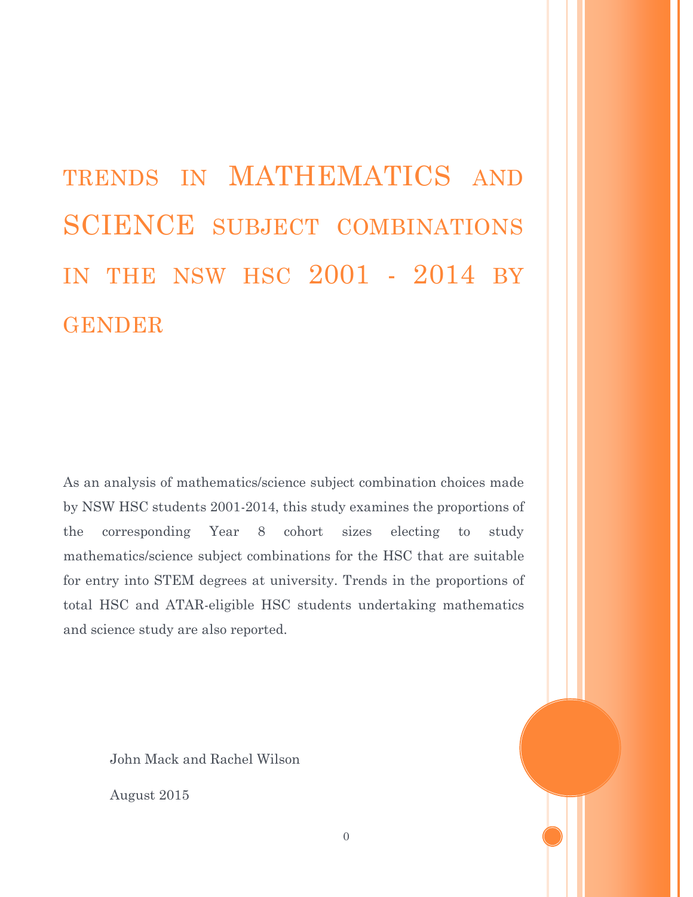# TRENDS IN MATHEMATICS AND SCIENCE SUBJECT COMBINATIONS IN THE NSW HSC 2001 - 2014 BY GENDER

As an analysis of mathematics/science subject combination choices made by NSW HSC students 2001-2014, this study examines the proportions of the corresponding Year 8 cohort sizes electing to study mathematics/science subject combinations for the HSC that are suitable for entry into STEM degrees at university. Trends in the proportions of total HSC and ATAR-eligible HSC students undertaking mathematics and science study are also reported.

John Mack and Rachel Wilson

August 2015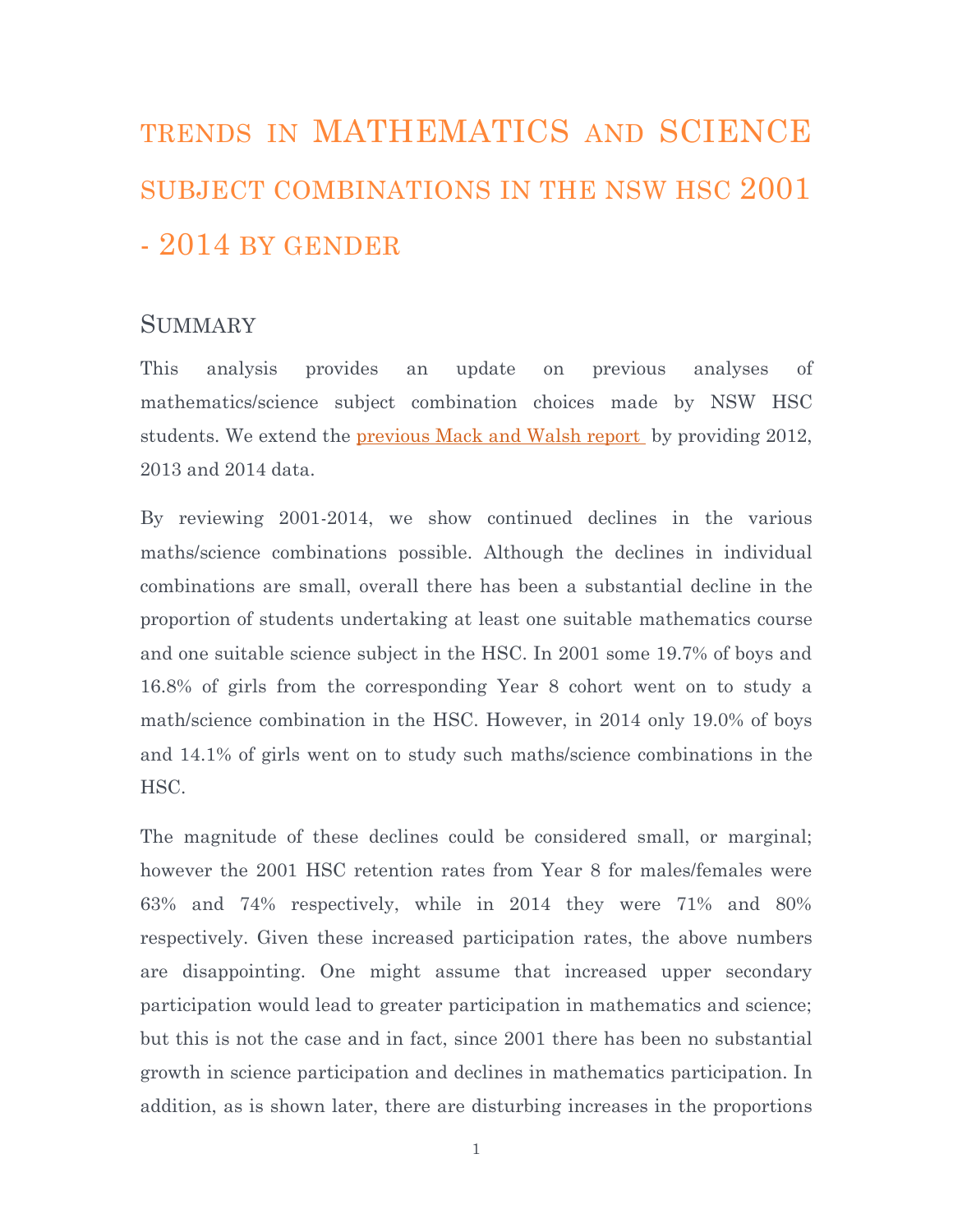# TRENDS IN MATHEMATICS AND SCIENCE SUBJECT COMBINATIONS IN THE NSW HSC 2001 - 2014 BY GENDER

## Summary

This analysis provides an update on previous analyses of mathematics/science subject combination choices made by NSW HSC students. We extend the [previous Mack and Walsh report](previous Mack and Walsh report) by providing 2012, 2013 and 2014 data.

By reviewing 2001-2014, we show continued declines in the various maths/science combinations possible. Although the declines in individual combinations are small, overall there has been a substantial decline in the proportion of students undertaking at least one suitable mathematics course and one suitable science subject in the HSC. In 2001 some 19.7% of boys and 16.8% of girls from the corresponding Year 8 cohort went on to study a math/science combination in the HSC. However, in 2014 only 19.0% of boys and 14.1% of girls went on to study such maths/science combinations in the HSC.

The magnitude of these declines could be considered small, or marginal; however the 2001 HSC retention rates from Year 8 for males/females were 63% and 74% respectively, while in 2014 they were 71% and 80% respectively. Given these increased participation rates, the above numbers are disappointing. One might assume that increased upper secondary participation would lead to greater participation in mathematics and science; but this is not the case and in fact, since 2001 there has been no substantial growth in science participation and declines in mathematics participation. In addition, as is shown later, there are disturbing increases in the proportions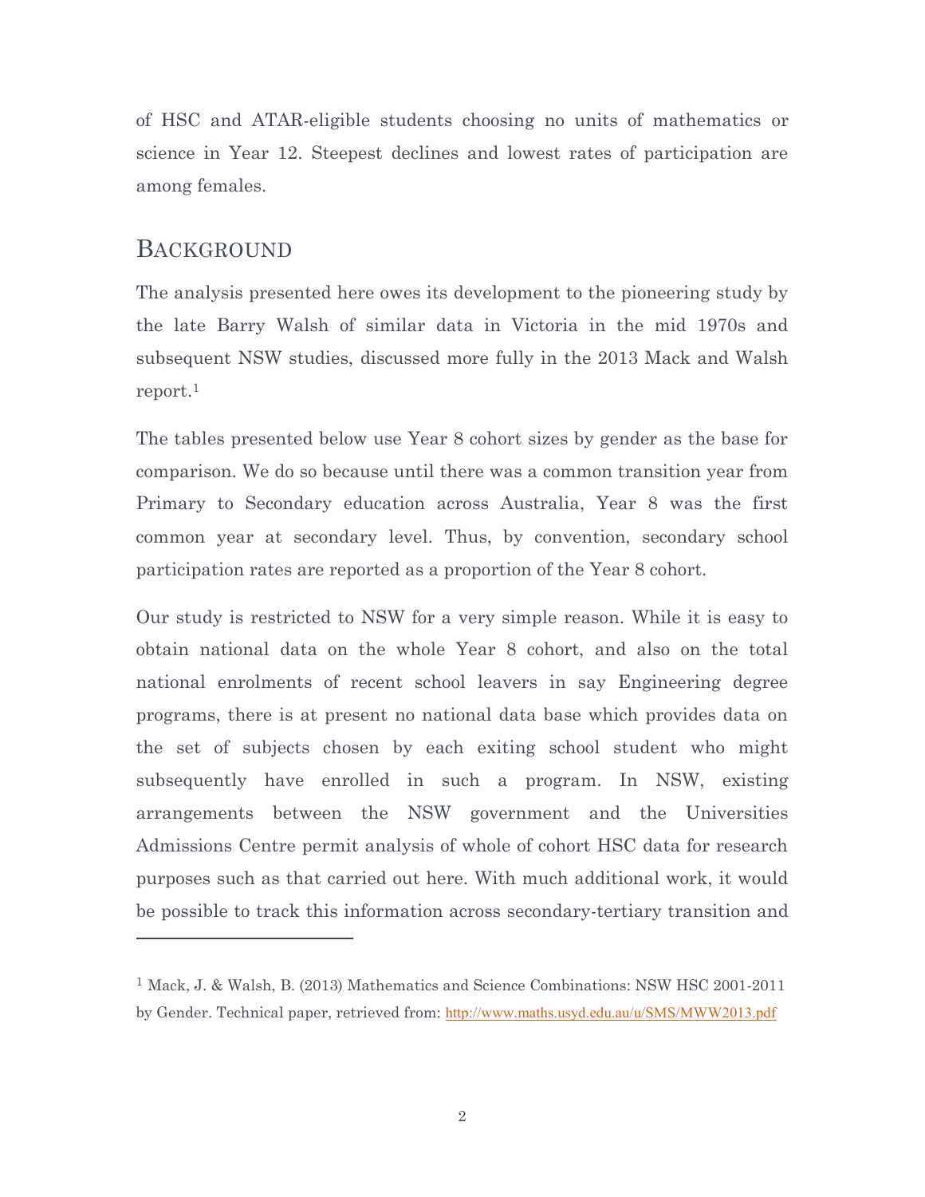of HSC and ATAR-eligible students choosing no units of mathematics or science in Year 12. Steepest declines and lowest rates of participation are among females.

## BACKGROUND

The analysis presented here owes its development to the pioneering study by the late Barry Walsh of similar data in Victoria in the mid 1970s and subsequent NSW studies, discussed more fully in the 2013 Mack and Walsh report.[1]

The tables presented below use Year 8 cohort sizes by gender as the base for comparison. We do so because until there was a common transition year from Primary to Secondary education across Australia, Year 8 was the first common year at secondary level. Thus, by convention, secondary school participation rates are reported as a proportion of the Year 8 cohort.

Our study is restricted to NSW for a very simple reason. While it is easy to obtain national data on the whole Year 8 cohort, and also on the total national enrolments of recent school leavers in say Engineering degree programs, there is at present no national data base which provides data on the set of subjects chosen by each exiting school student who might subsequently have enrolled in such a program. In NSW, existing arrangements between the NSW government and the Universities Admissions Centre permit analysis of whole of cohort HSC data for research purposes such as that carried out here. With much additional work, it would be possible to track this information across secondary-tertiary transition and

---

[1] Mack, J. & Walsh, B. (2013) Mathematics and Science Combinations: NSW HSC 2001-2011 by Gender. Technical paper, retrieved from: http://www.maths.usyd.edu.au/u/SMS/MWW2013.pdf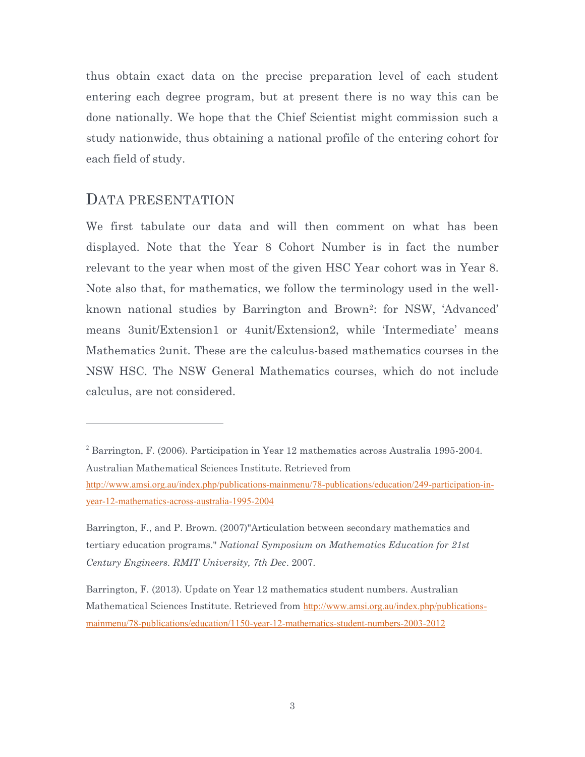thus obtain exact data on the precise preparation level of each student entering each degree program, but at present there is no way this can be done nationally. We hope that the Chief Scientist might commission such a study nationwide, thus obtaining a national profile of the entering cohort for each field of study.

## DATA PRESENTATION

We first tabulate our data and will then comment on what has been displayed. Note that the Year 8 Cohort Number is in fact the number relevant to the year when most of the given HSC Year cohort was in Year 8. Note also that, for mathematics, we follow the terminology used in the well-known national studies by Barrington and Brown[2]: for NSW, 'Advanced' means 3unit/Extension1 or 4unit/Extension2, while 'Intermediate' means Mathematics 2unit. These are the calculus-based mathematics courses in the NSW HSC. The NSW General Mathematics courses, which do not include calculus, are not considered.

---

[2] Barrington, F. (2006). Participation in Year 12 mathematics across Australia 1995-2004. Australian Mathematical Sciences Institute. Retrieved from http://www.amsi.org.au/index.php/publications-mainmenu/78-publications/education/249-participation-in-year-12-mathematics-across-australia-1995-2004

Barrington, F., and P. Brown. (2007)"Articulation between secondary mathematics and tertiary education programs." *National Symposium on Mathematics Education for 21st Century Engineers. RMIT University, 7th Dec*. 2007.

Barrington, F. (2013). Update on Year 12 mathematics student numbers. Australian Mathematical Sciences Institute. Retrieved from http://www.amsi.org.au/index.php/publications-mainmenu/78-publications/education/1150-year-12-mathematics-student-numbers-2003-2012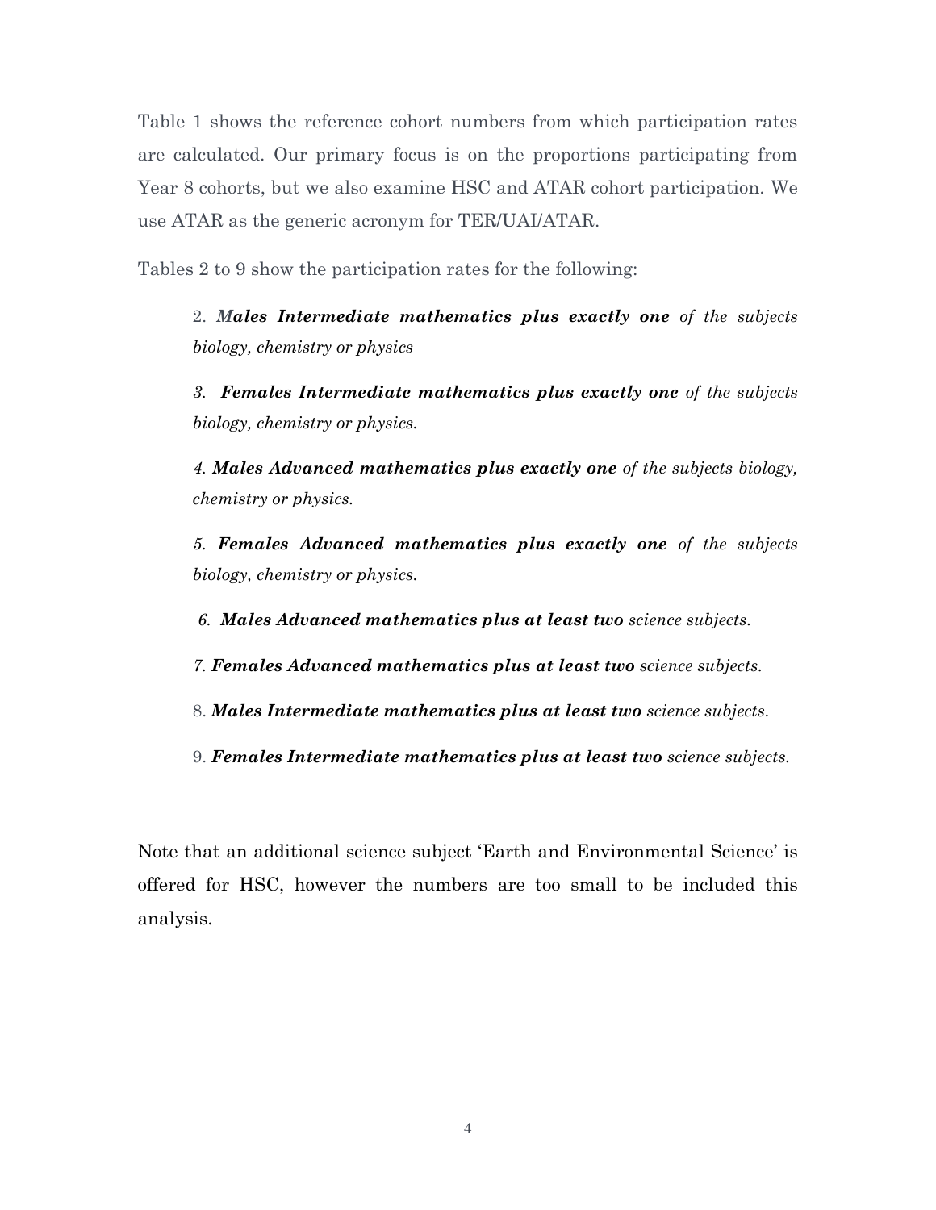Table 1 shows the reference cohort numbers from which participation rates are calculated. Our primary focus is on the proportions participating from Year 8 cohorts, but we also examine HSC and ATAR cohort participation. We use ATAR as the generic acronym for TER/UAI/ATAR.

Tables 2 to 9 show the participation rates for the following:

> 2. ***Males Intermediate mathematics plus exactly one*** *of the subjects biology, chemistry or physics*
>
> *3.* ***Females Intermediate mathematics plus exactly one*** *of the subjects biology, chemistry or physics.*
>
> *4.* ***Males Advanced mathematics plus exactly one*** *of the subjects biology, chemistry or physics.*
>
> *5.* ***Females Advanced mathematics plus exactly one*** *of the subjects biology, chemistry or physics.*
>
> *6.* ***Males Advanced mathematics plus at least two*** *science subjects.*
>
> *7.* ***Females Advanced mathematics plus at least two*** *science subjects.*
>
> 8. ***Males Intermediate mathematics plus at least two*** *science subjects.*
>
> 9. ***Females Intermediate mathematics plus at least two*** *science subjects.*

Note that an additional science subject 'Earth and Environmental Science' is offered for HSC, however the numbers are too small to be included this analysis.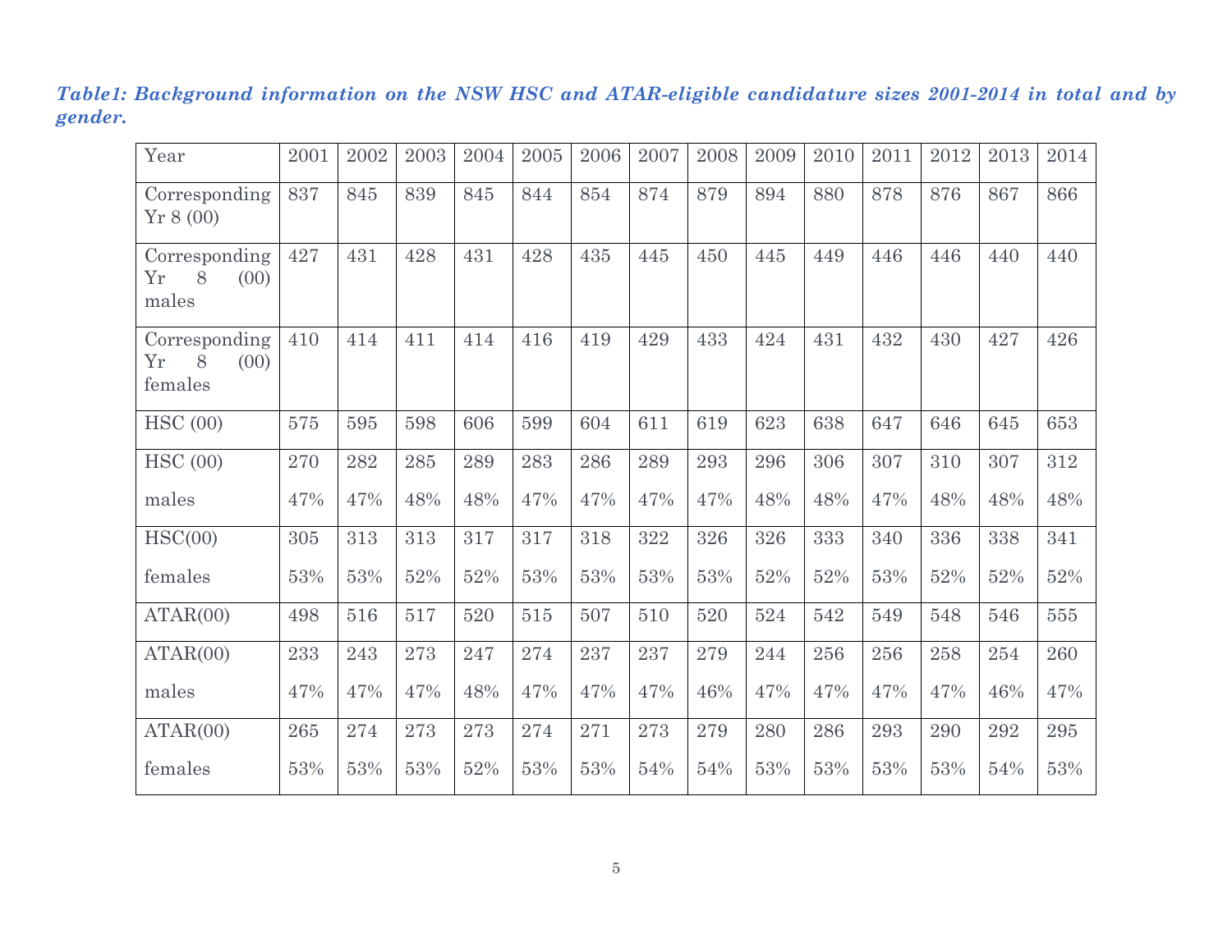***Table1: Background information on the NSW HSC and ATAR-eligible candidature sizes 2001-2014 in total and by gender.***

| Year | 2001 | 2002 | 2003 | 2004 | 2005 | 2006 | 2007 | 2008 | 2009 | 2010 | 2011 | 2012 | 2013 | 2014 |
|---|---|---|---|---|---|---|---|---|---|---|---|---|---|---|
| Corresponding Yr 8 (00) | 837 | 845 | 839 | 845 | 844 | 854 | 874 | 879 | 894 | 880 | 878 | 876 | 867 | 866 |
| Corresponding Yr 8 (00) males | 427 | 431 | 428 | 431 | 428 | 435 | 445 | 450 | 445 | 449 | 446 | 446 | 440 | 440 |
| Corresponding Yr 8 (00) females | 410 | 414 | 411 | 414 | 416 | 419 | 429 | 433 | 424 | 431 | 432 | 430 | 427 | 426 |
| HSC (00) | 575 | 595 | 598 | 606 | 599 | 604 | 611 | 619 | 623 | 638 | 647 | 646 | 645 | 653 |
| HSC (00) males | 270 47% | 282 47% | 285 48% | 289 48% | 283 47% | 286 47% | 289 47% | 293 47% | 296 48% | 306 48% | 307 47% | 310 48% | 307 48% | 312 48% |
| HSC(00) females | 305 53% | 313 53% | 313 52% | 317 52% | 317 53% | 318 53% | 322 53% | 326 53% | 326 52% | 333 52% | 340 53% | 336 52% | 338 52% | 341 52% |
| ATAR(00) | 498 | 516 | 517 | 520 | 515 | 507 | 510 | 520 | 524 | 542 | 549 | 548 | 546 | 555 |
| ATAR(00) males | 233 47% | 243 47% | 273 47% | 247 48% | 274 47% | 237 47% | 237 47% | 279 46% | 244 47% | 256 47% | 256 47% | 258 47% | 254 46% | 260 47% |
| ATAR(00) females | 265 53% | 274 53% | 273 53% | 273 52% | 274 53% | 271 53% | 273 54% | 279 54% | 280 53% | 286 53% | 293 53% | 290 53% | 292 54% | 295 53% |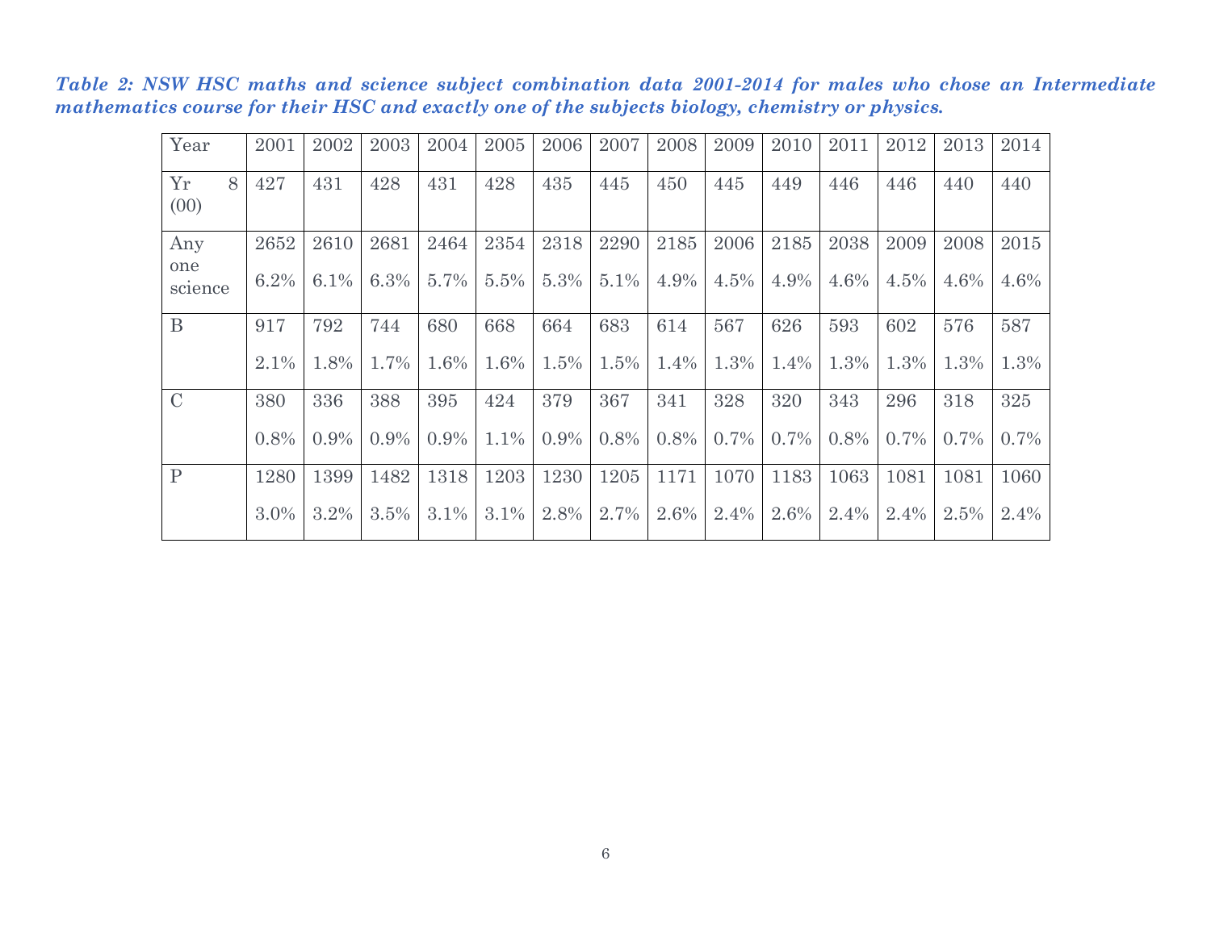*Table 2: NSW HSC maths and science subject combination data 2001-2014 for males who chose an Intermediate mathematics course for their HSC and exactly one of the subjects biology, chemistry or physics.*

| Year | 2001 | 2002 | 2003 | 2004 | 2005 | 2006 | 2007 | 2008 | 2009 | 2010 | 2011 | 2012 | 2013 | 2014 |
|---|---|---|---|---|---|---|---|---|---|---|---|---|---|---|
| Yr 8 (00) | 427 | 431 | 428 | 431 | 428 | 435 | 445 | 450 | 445 | 449 | 446 | 446 | 440 | 440 |
| Any one science | 2652<br>6.2% | 2610<br>6.1% | 2681<br>6.3% | 2464<br>5.7% | 2354<br>5.5% | 2318<br>5.3% | 2290<br>5.1% | 2185<br>4.9% | 2006<br>4.5% | 2185<br>4.9% | 2038<br>4.6% | 2009<br>4.5% | 2008<br>4.6% | 2015<br>4.6% |
| B | 917<br>2.1% | 792<br>1.8% | 744<br>1.7% | 680<br>1.6% | 668<br>1.6% | 664<br>1.5% | 683<br>1.5% | 614<br>1.4% | 567<br>1.3% | 626<br>1.4% | 593<br>1.3% | 602<br>1.3% | 576<br>1.3% | 587<br>1.3% |
| C | 380<br>0.8% | 336<br>0.9% | 388<br>0.9% | 395<br>0.9% | 424<br>1.1% | 379<br>0.9% | 367<br>0.8% | 341<br>0.8% | 328<br>0.7% | 320<br>0.7% | 343<br>0.8% | 296<br>0.7% | 318<br>0.7% | 325<br>0.7% |
| P | 1280<br>3.0% | 1399<br>3.2% | 1482<br>3.5% | 1318<br>3.1% | 1203<br>3.1% | 1230<br>2.8% | 1205<br>2.7% | 1171<br>2.6% | 1070<br>2.4% | 1183<br>2.6% | 1063<br>2.4% | 1081<br>2.4% | 1081<br>2.5% | 1060<br>2.4% |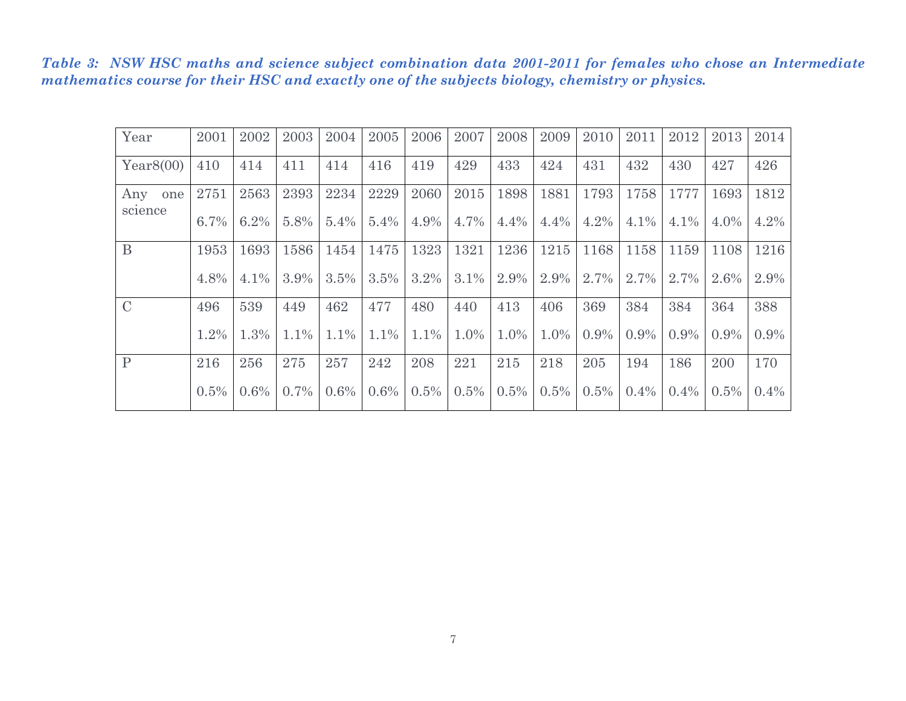*Table 3: NSW HSC maths and science subject combination data 2001-2011 for females who chose an Intermediate mathematics course for their HSC and exactly one of the subjects biology, chemistry or physics.*

| Year | 2001 | 2002 | 2003 | 2004 | 2005 | 2006 | 2007 | 2008 | 2009 | 2010 | 2011 | 2012 | 2013 | 2014 |
|---|---|---|---|---|---|---|---|---|---|---|---|---|---|---|
| Year8(00) | 410 | 414 | 411 | 414 | 416 | 419 | 429 | 433 | 424 | 431 | 432 | 430 | 427 | 426 |
| Any one science | 2751<br>6.7% | 2563<br>6.2% | 2393<br>5.8% | 2234<br>5.4% | 2229<br>5.4% | 2060<br>4.9% | 2015<br>4.7% | 1898<br>4.4% | 1881<br>4.4% | 1793<br>4.2% | 1758<br>4.1% | 1777<br>4.1% | 1693<br>4.0% | 1812<br>4.2% |
| B | 1953<br>4.8% | 1693<br>4.1% | 1586<br>3.9% | 1454<br>3.5% | 1475<br>3.5% | 1323<br>3.2% | 1321<br>3.1% | 1236<br>2.9% | 1215<br>2.9% | 1168<br>2.7% | 1158<br>2.7% | 1159<br>2.7% | 1108<br>2.6% | 1216<br>2.9% |
| C | 496<br>1.2% | 539<br>1.3% | 449<br>1.1% | 462<br>1.1% | 477<br>1.1% | 480<br>1.1% | 440<br>1.0% | 413<br>1.0% | 406<br>1.0% | 369<br>0.9% | 384<br>0.9% | 384<br>0.9% | 364<br>0.9% | 388<br>0.9% |
| P | 216<br>0.5% | 256<br>0.6% | 275<br>0.7% | 257<br>0.6% | 242<br>0.6% | 208<br>0.5% | 221<br>0.5% | 215<br>0.5% | 218<br>0.5% | 205<br>0.5% | 194<br>0.4% | 186<br>0.4% | 200<br>0.5% | 170<br>0.4% |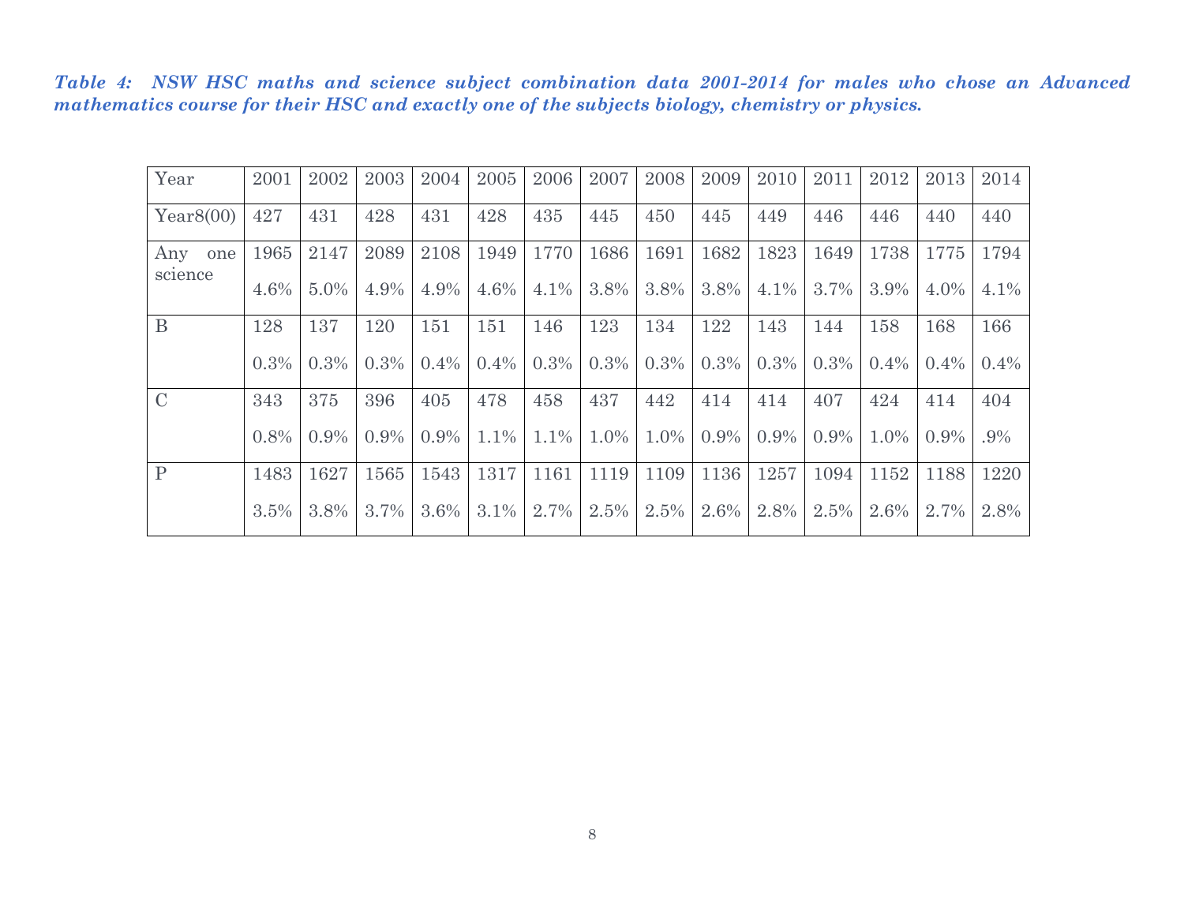***Table 4: NSW HSC maths and science subject combination data 2001-2014 for males who chose an Advanced mathematics course for their HSC and exactly one of the subjects biology, chemistry or physics.***

| Year | 2001 | 2002 | 2003 | 2004 | 2005 | 2006 | 2007 | 2008 | 2009 | 2010 | 2011 | 2012 | 2013 | 2014 |
|---|---|---|---|---|---|---|---|---|---|---|---|---|---|---|
| Year8(00) | 427 | 431 | 428 | 431 | 428 | 435 | 445 | 450 | 445 | 449 | 446 | 446 | 440 | 440 |
| Any one science | 1965<br>4.6% | 2147<br>5.0% | 2089<br>4.9% | 2108<br>4.9% | 1949<br>4.6% | 1770<br>4.1% | 1686<br>3.8% | 1691<br>3.8% | 1682<br>3.8% | 1823<br>4.1% | 1649<br>3.7% | 1738<br>3.9% | 1775<br>4.0% | 1794<br>4.1% |
| B | 128<br>0.3% | 137<br>0.3% | 120<br>0.3% | 151<br>0.4% | 151<br>0.4% | 146<br>0.3% | 123<br>0.3% | 134<br>0.3% | 122<br>0.3% | 143<br>0.3% | 144<br>0.3% | 158<br>0.4% | 168<br>0.4% | 166<br>0.4% |
| C | 343<br>0.8% | 375<br>0.9% | 396<br>0.9% | 405<br>0.9% | 478<br>1.1% | 458<br>1.1% | 437<br>1.0% | 442<br>1.0% | 414<br>0.9% | 414<br>0.9% | 407<br>0.9% | 424<br>1.0% | 414<br>0.9% | 404<br>.9% |
| P | 1483<br>3.5% | 1627<br>3.8% | 1565<br>3.7% | 1543<br>3.6% | 1317<br>3.1% | 1161<br>2.7% | 1119<br>2.5% | 1109<br>2.5% | 1136<br>2.6% | 1257<br>2.8% | 1094<br>2.5% | 1152<br>2.6% | 1188<br>2.7% | 1220<br>2.8% |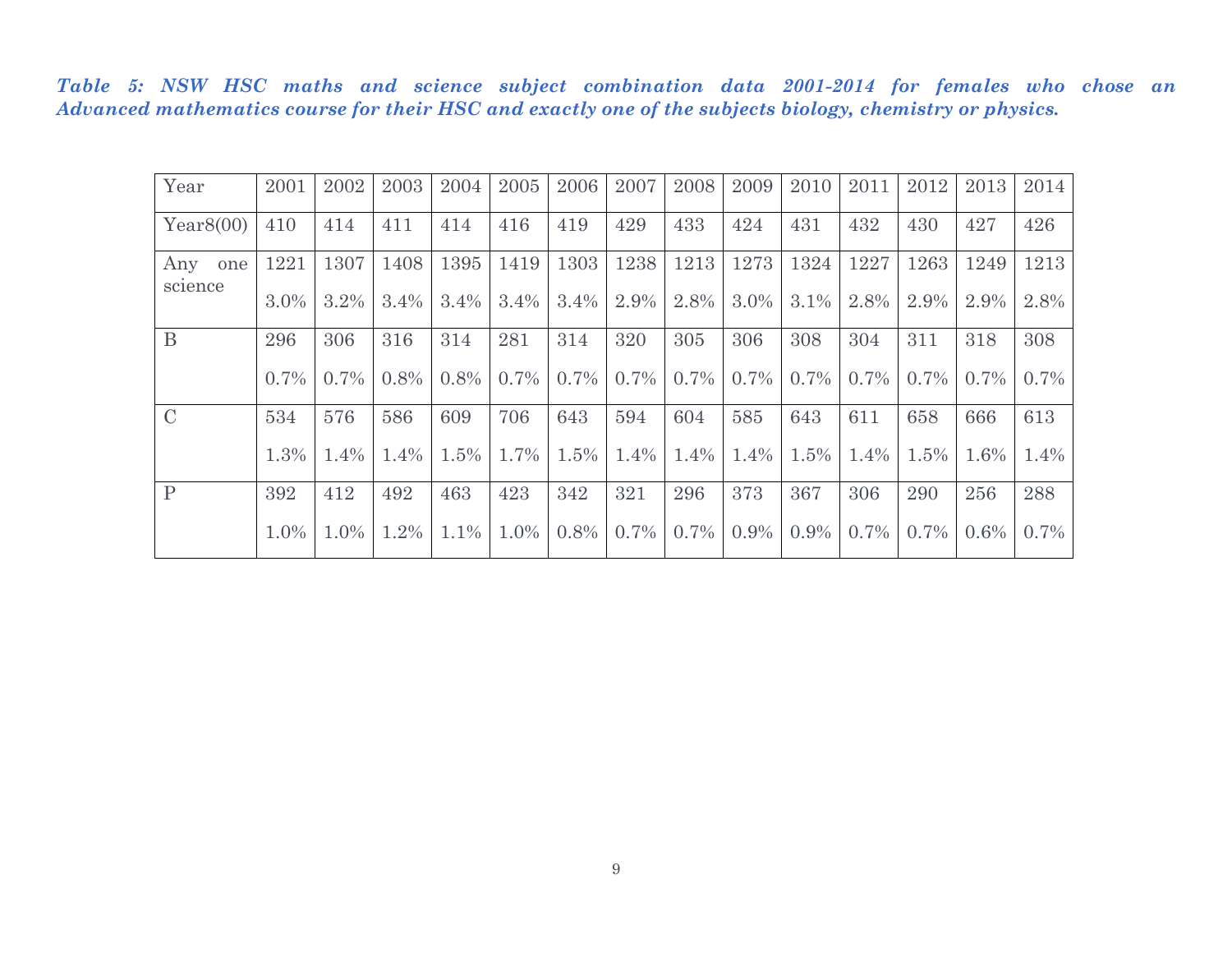***Table 5: NSW HSC maths and science subject combination data 2001-2014 for females who chose an Advanced mathematics course for their HSC and exactly one of the subjects biology, chemistry or physics.***

| Year | 2001 | 2002 | 2003 | 2004 | 2005 | 2006 | 2007 | 2008 | 2009 | 2010 | 2011 | 2012 | 2013 | 2014 |
|---|---|---|---|---|---|---|---|---|---|---|---|---|---|---|
| Year8(00) | 410 | 414 | 411 | 414 | 416 | 419 | 429 | 433 | 424 | 431 | 432 | 430 | 427 | 426 |
| Any one science | 1221<br>3.0% | 1307<br>3.2% | 1408<br>3.4% | 1395<br>3.4% | 1419<br>3.4% | 1303<br>3.4% | 1238<br>2.9% | 1213<br>2.8% | 1273<br>3.0% | 1324<br>3.1% | 1227<br>2.8% | 1263<br>2.9% | 1249<br>2.9% | 1213<br>2.8% |
| B | 296<br>0.7% | 306<br>0.7% | 316<br>0.8% | 314<br>0.8% | 281<br>0.7% | 314<br>0.7% | 320<br>0.7% | 305<br>0.7% | 306<br>0.7% | 308<br>0.7% | 304<br>0.7% | 311<br>0.7% | 318<br>0.7% | 308<br>0.7% |
| C | 534<br>1.3% | 576<br>1.4% | 586<br>1.4% | 609<br>1.5% | 706<br>1.7% | 643<br>1.5% | 594<br>1.4% | 604<br>1.4% | 585<br>1.4% | 643<br>1.5% | 611<br>1.4% | 658<br>1.5% | 666<br>1.6% | 613<br>1.4% |
| P | 392<br>1.0% | 412<br>1.0% | 492<br>1.2% | 463<br>1.1% | 423<br>1.0% | 342<br>0.8% | 321<br>0.7% | 296<br>0.7% | 373<br>0.9% | 367<br>0.9% | 306<br>0.7% | 290<br>0.7% | 256<br>0.6% | 288<br>0.7% |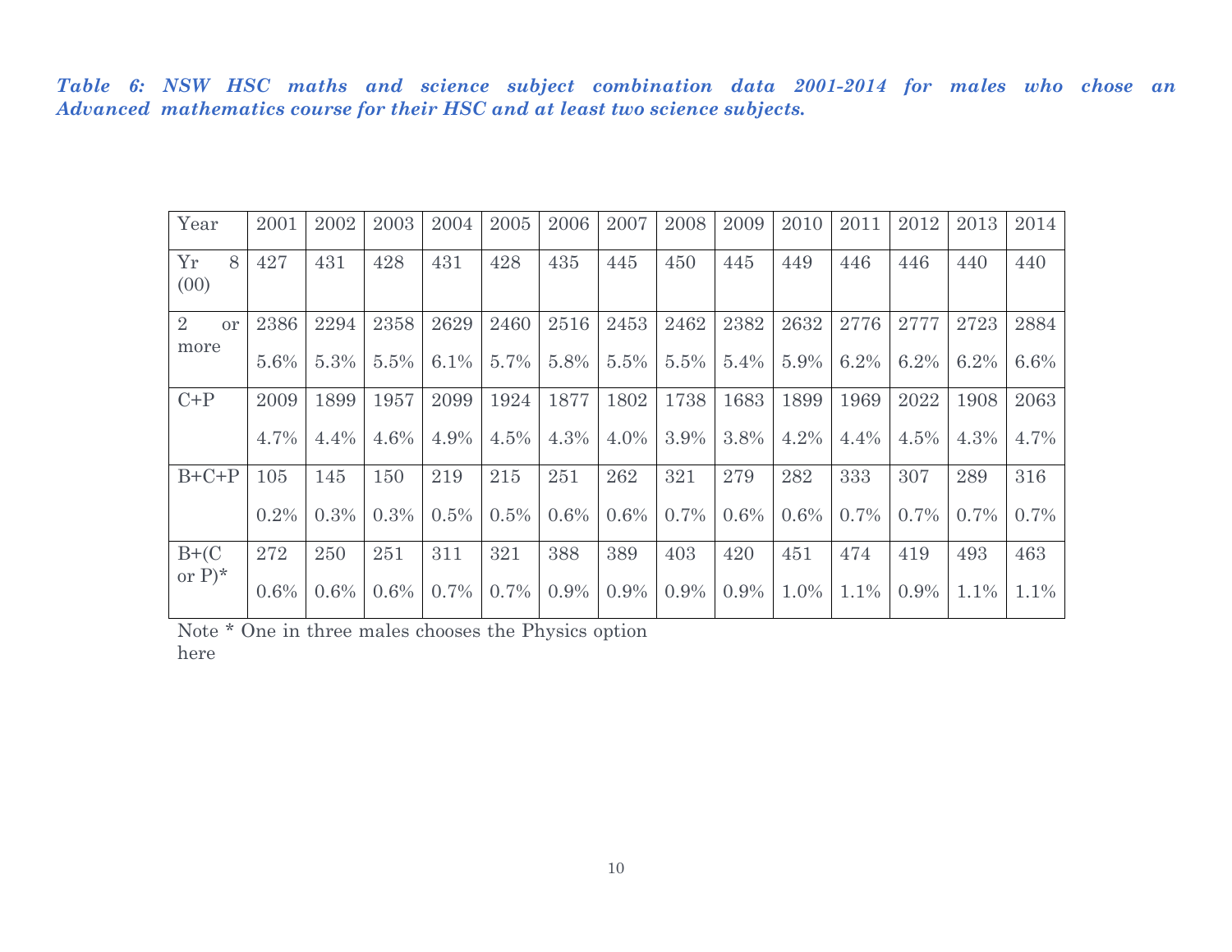***Table 6: NSW HSC maths and science subject combination data 2001-2014 for males who chose an Advanced mathematics course for their HSC and at least two science subjects.***

| Year | 2001 | 2002 | 2003 | 2004 | 2005 | 2006 | 2007 | 2008 | 2009 | 2010 | 2011 | 2012 | 2013 | 2014 |
|---|---|---|---|---|---|---|---|---|---|---|---|---|---|---|
| Yr 8 (00) | 427 | 431 | 428 | 431 | 428 | 435 | 445 | 450 | 445 | 449 | 446 | 446 | 440 | 440 |
| 2 or more | 2386<br>5.6% | 2294<br>5.3% | 2358<br>5.5% | 2629<br>6.1% | 2460<br>5.7% | 2516<br>5.8% | 2453<br>5.5% | 2462<br>5.5% | 2382<br>5.4% | 2632<br>5.9% | 2776<br>6.2% | 2777<br>6.2% | 2723<br>6.2% | 2884<br>6.6% |
| C+P | 2009<br>4.7% | 1899<br>4.4% | 1957<br>4.6% | 2099<br>4.9% | 1924<br>4.5% | 1877<br>4.3% | 1802<br>4.0% | 1738<br>3.9% | 1683<br>3.8% | 1899<br>4.2% | 1969<br>4.4% | 2022<br>4.5% | 1908<br>4.3% | 2063<br>4.7% |
| B+C+P | 105<br>0.2% | 145<br>0.3% | 150<br>0.3% | 219<br>0.5% | 215<br>0.5% | 251<br>0.6% | 262<br>0.6% | 321<br>0.7% | 279<br>0.6% | 282<br>0.6% | 333<br>0.7% | 307<br>0.7% | 289<br>0.7% | 316<br>0.7% |
| B+(C or P)* | 272<br>0.6% | 250<br>0.6% | 251<br>0.6% | 311<br>0.7% | 321<br>0.7% | 388<br>0.9% | 389<br>0.9% | 403<br>0.9% | 420<br>0.9% | 451<br>1.0% | 474<br>1.1% | 419<br>0.9% | 493<br>1.1% | 463<br>1.1% |

Note * One in three males chooses the Physics option here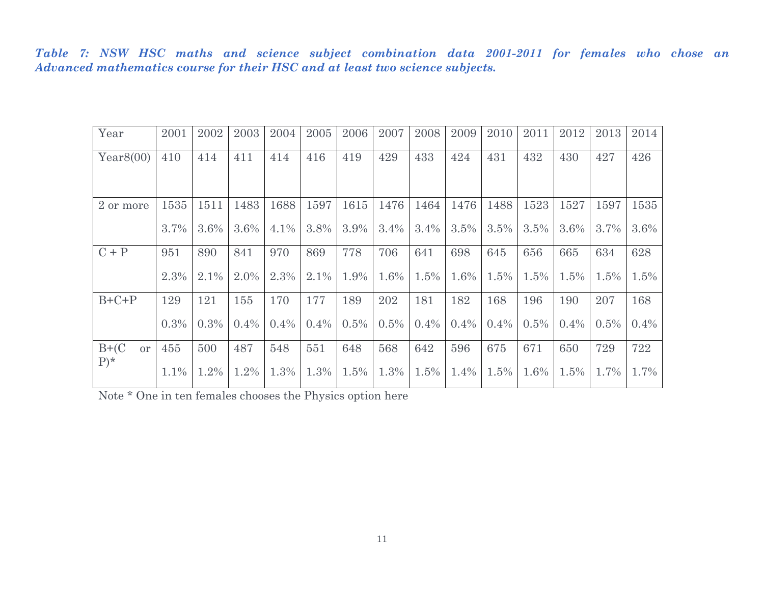***Table 7: NSW HSC maths and science subject combination data 2001-2011 for females who chose an Advanced mathematics course for their HSC and at least two science subjects.***

| Year | 2001 | 2002 | 2003 | 2004 | 2005 | 2006 | 2007 | 2008 | 2009 | 2010 | 2011 | 2012 | 2013 | 2014 |
|---|---|---|---|---|---|---|---|---|---|---|---|---|---|---|
| Year8(00) | 410 | 414 | 411 | 414 | 416 | 419 | 429 | 433 | 424 | 431 | 432 | 430 | 427 | 426 |
| 2 or more | 1535<br>3.7% | 1511<br>3.6% | 1483<br>3.6% | 1688<br>4.1% | 1597<br>3.8% | 1615<br>3.9% | 1476<br>3.4% | 1464<br>3.4% | 1476<br>3.5% | 1488<br>3.5% | 1523<br>3.5% | 1527<br>3.6% | 1597<br>3.7% | 1535<br>3.6% |
| C + P | 951<br>2.3% | 890<br>2.1% | 841<br>2.0% | 970<br>2.3% | 869<br>2.1% | 778<br>1.9% | 706<br>1.6% | 641<br>1.5% | 698<br>1.6% | 645<br>1.5% | 656<br>1.5% | 665<br>1.5% | 634<br>1.5% | 628<br>1.5% |
| B+C+P | 129<br>0.3% | 121<br>0.3% | 155<br>0.4% | 170<br>0.4% | 177<br>0.4% | 189<br>0.5% | 202<br>0.5% | 181<br>0.4% | 182<br>0.4% | 168<br>0.4% | 196<br>0.5% | 190<br>0.4% | 207<br>0.5% | 168<br>0.4% |
| B+(C or P)* | 455<br>1.1% | 500<br>1.2% | 487<br>1.2% | 548<br>1.3% | 551<br>1.3% | 648<br>1.5% | 568<br>1.3% | 642<br>1.5% | 596<br>1.4% | 675<br>1.5% | 671<br>1.6% | 650<br>1.5% | 729<br>1.7% | 722<br>1.7% |

Note * One in ten females chooses the Physics option here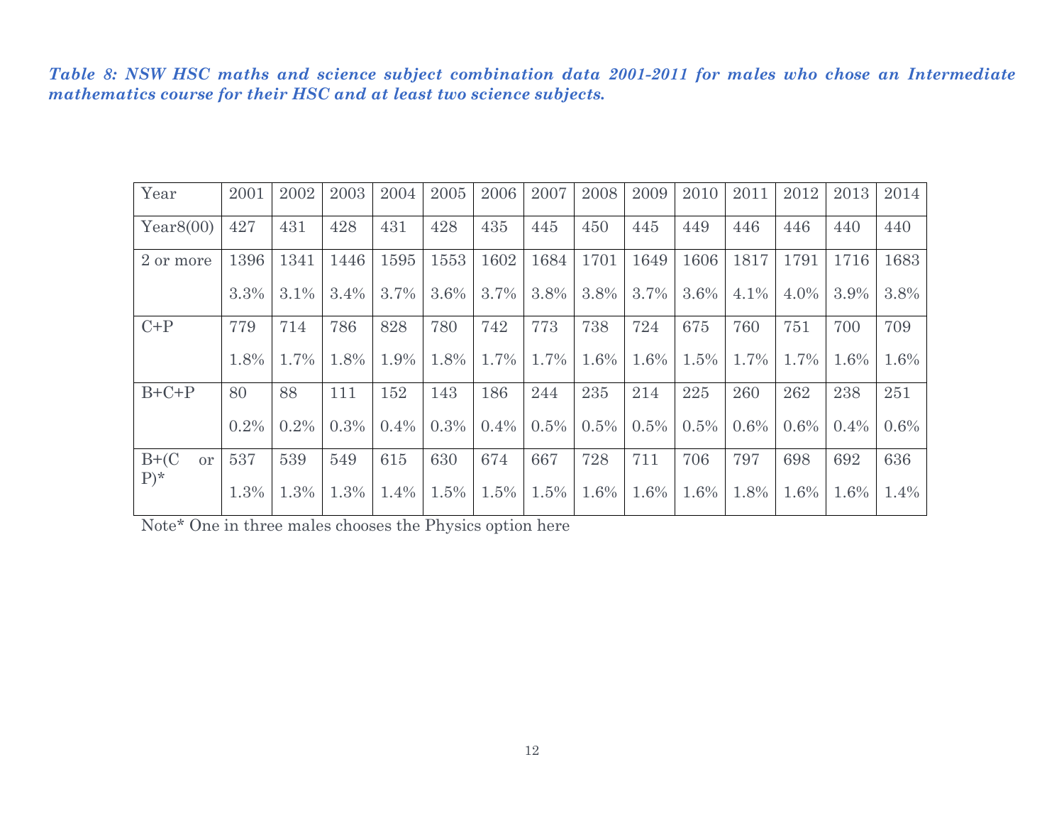***Table 8: NSW HSC maths and science subject combination data 2001-2011 for males who chose an Intermediate mathematics course for their HSC and at least two science subjects.***

| Year | 2001 | 2002 | 2003 | 2004 | 2005 | 2006 | 2007 | 2008 | 2009 | 2010 | 2011 | 2012 | 2013 | 2014 |
|---|---|---|---|---|---|---|---|---|---|---|---|---|---|---|
| Year8(00) | 427 | 431 | 428 | 431 | 428 | 435 | 445 | 450 | 445 | 449 | 446 | 446 | 440 | 440 |
| 2 or more | 1396<br>3.3% | 1341<br>3.1% | 1446<br>3.4% | 1595<br>3.7% | 1553<br>3.6% | 1602<br>3.7% | 1684<br>3.8% | 1701<br>3.8% | 1649<br>3.7% | 1606<br>3.6% | 1817<br>4.1% | 1791<br>4.0% | 1716<br>3.9% | 1683<br>3.8% |
| C+P | 779<br>1.8% | 714<br>1.7% | 786<br>1.8% | 828<br>1.9% | 780<br>1.8% | 742<br>1.7% | 773<br>1.7% | 738<br>1.6% | 724<br>1.6% | 675<br>1.5% | 760<br>1.7% | 751<br>1.7% | 700<br>1.6% | 709<br>1.6% |
| B+C+P | 80<br>0.2% | 88<br>0.2% | 111<br>0.3% | 152<br>0.4% | 143<br>0.3% | 186<br>0.4% | 244<br>0.5% | 235<br>0.5% | 214<br>0.5% | 225<br>0.5% | 260<br>0.6% | 262<br>0.6% | 238<br>0.4% | 251<br>0.6% |
| B+(C or P)* | 537<br>1.3% | 539<br>1.3% | 549<br>1.3% | 615<br>1.4% | 630<br>1.5% | 674<br>1.5% | 667<br>1.5% | 728<br>1.6% | 711<br>1.6% | 706<br>1.6% | 797<br>1.8% | 698<br>1.6% | 692<br>1.6% | 636<br>1.4% |

Note* One in three males chooses the Physics option here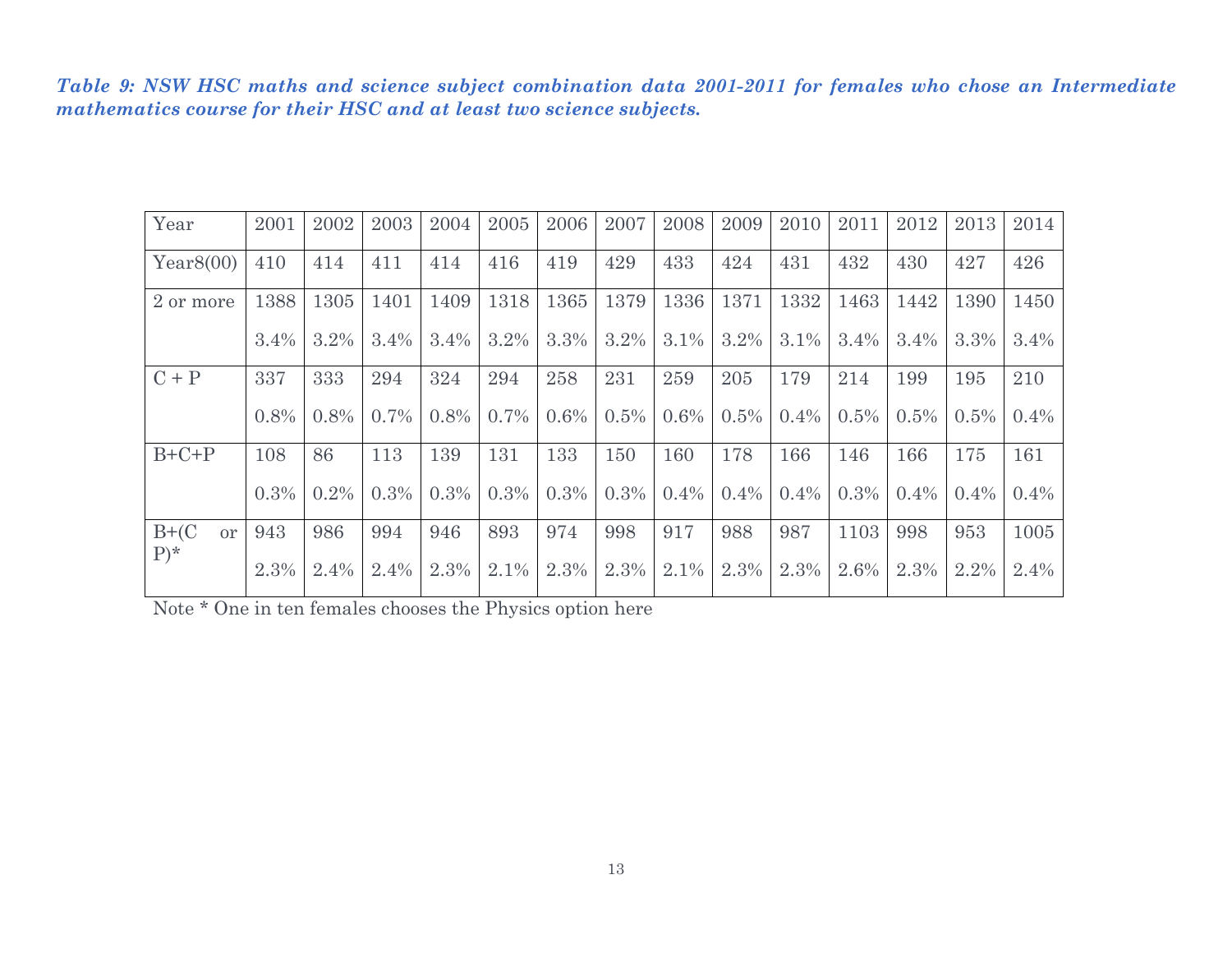***Table 9: NSW HSC maths and science subject combination data 2001-2011 for females who chose an Intermediate mathematics course for their HSC and at least two science subjects.***

| Year | 2001 | 2002 | 2003 | 2004 | 2005 | 2006 | 2007 | 2008 | 2009 | 2010 | 2011 | 2012 | 2013 | 2014 |
|---|---|---|---|---|---|---|---|---|---|---|---|---|---|---|
| Year8(00) | 410 | 414 | 411 | 414 | 416 | 419 | 429 | 433 | 424 | 431 | 432 | 430 | 427 | 426 |
| 2 or more | 1388<br>3.4% | 1305<br>3.2% | 1401<br>3.4% | 1409<br>3.4% | 1318<br>3.2% | 1365<br>3.3% | 1379<br>3.2% | 1336<br>3.1% | 1371<br>3.2% | 1332<br>3.1% | 1463<br>3.4% | 1442<br>3.4% | 1390<br>3.3% | 1450<br>3.4% |
| C + P | 337<br>0.8% | 333<br>0.8% | 294<br>0.7% | 324<br>0.8% | 294<br>0.7% | 258<br>0.6% | 231<br>0.5% | 259<br>0.6% | 205<br>0.5% | 179<br>0.4% | 214<br>0.5% | 199<br>0.5% | 195<br>0.5% | 210<br>0.4% |
| B+C+P | 108<br>0.3% | 86<br>0.2% | 113<br>0.3% | 139<br>0.3% | 131<br>0.3% | 133<br>0.3% | 150<br>0.3% | 160<br>0.4% | 178<br>0.4% | 166<br>0.4% | 146<br>0.3% | 166<br>0.4% | 175<br>0.4% | 161<br>0.4% |
| B+(C or P)* | 943<br>2.3% | 986<br>2.4% | 994<br>2.4% | 946<br>2.3% | 893<br>2.1% | 974<br>2.3% | 998<br>2.3% | 917<br>2.1% | 988<br>2.3% | 987<br>2.3% | 1103<br>2.6% | 998<br>2.3% | 953<br>2.2% | 1005<br>2.4% |

Note * One in ten females chooses the Physics option here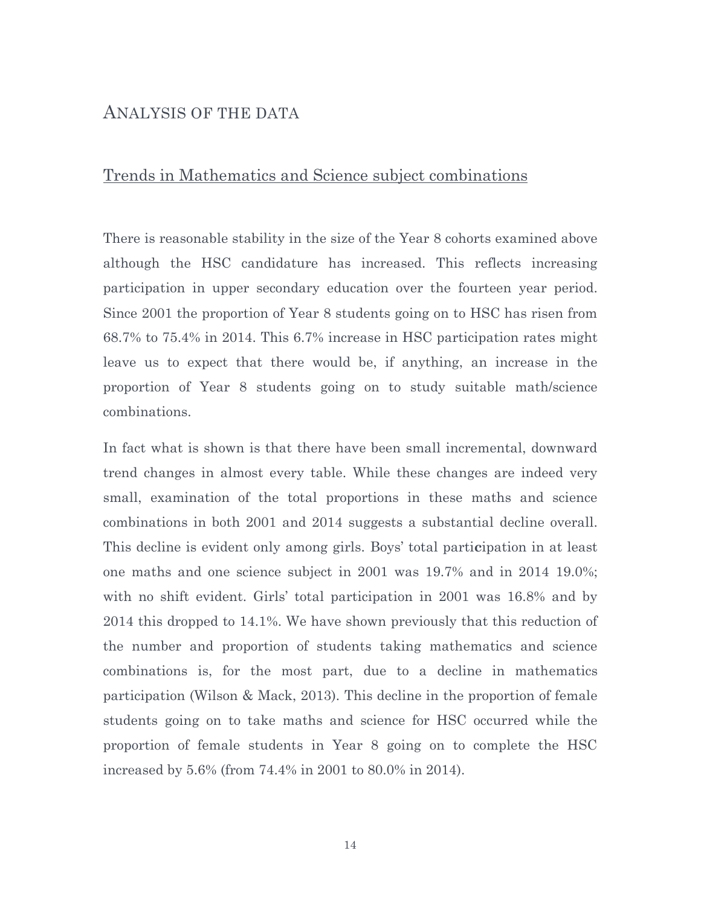## Analysis of the data

### Trends in Mathematics and Science subject combinations

There is reasonable stability in the size of the Year 8 cohorts examined above although the HSC candidature has increased. This reflects increasing participation in upper secondary education over the fourteen year period. Since 2001 the proportion of Year 8 students going on to HSC has risen from 68.7% to 75.4% in 2014. This 6.7% increase in HSC participation rates might leave us to expect that there would be, if anything, an increase in the proportion of Year 8 students going on to study suitable math/science combinations.

In fact what is shown is that there have been small incremental, downward trend changes in almost every table. While these changes are indeed very small, examination of the total proportions in these maths and science combinations in both 2001 and 2014 suggests a substantial decline overall. This decline is evident only among girls. Boys' total participation in at least one maths and one science subject in 2001 was 19.7% and in 2014 19.0%; with no shift evident. Girls' total participation in 2001 was 16.8% and by 2014 this dropped to 14.1%. We have shown previously that this reduction of the number and proportion of students taking mathematics and science combinations is, for the most part, due to a decline in mathematics participation (Wilson & Mack, 2013). This decline in the proportion of female students going on to take maths and science for HSC occurred while the proportion of female students in Year 8 going on to complete the HSC increased by 5.6% (from 74.4% in 2001 to 80.0% in 2014).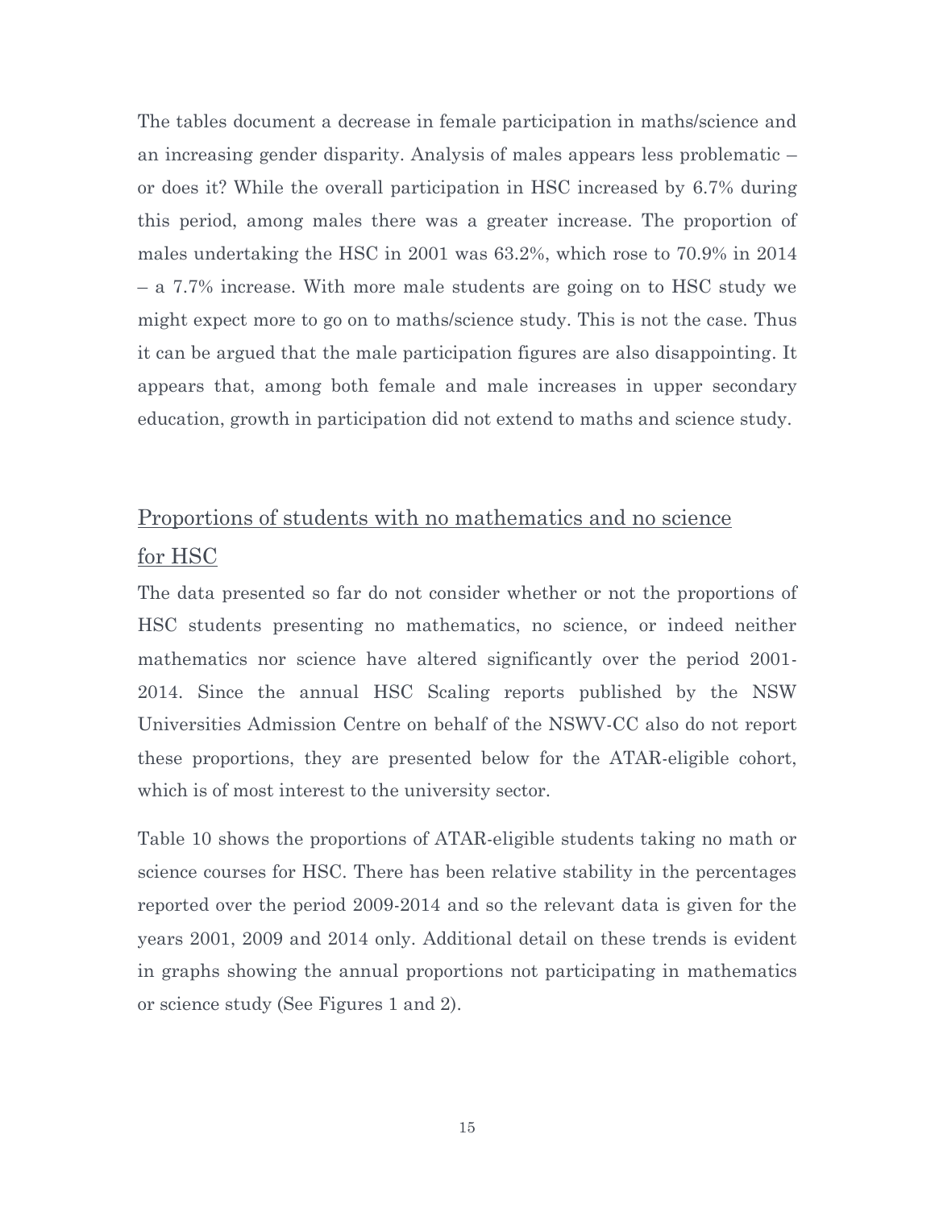The tables document a decrease in female participation in maths/science and an increasing gender disparity. Analysis of males appears less problematic – or does it? While the overall participation in HSC increased by 6.7% during this period, among males there was a greater increase. The proportion of males undertaking the HSC in 2001 was 63.2%, which rose to 70.9% in 2014 – a 7.7% increase. With more male students are going on to HSC study we might expect more to go on to maths/science study. This is not the case. Thus it can be argued that the male participation figures are also disappointing. It appears that, among both female and male increases in upper secondary education, growth in participation did not extend to maths and science study.

## Proportions of students with no mathematics and no science for HSC

The data presented so far do not consider whether or not the proportions of HSC students presenting no mathematics, no science, or indeed neither mathematics nor science have altered significantly over the period 2001-2014. Since the annual HSC Scaling reports published by the NSW Universities Admission Centre on behalf of the NSWV-CC also do not report these proportions, they are presented below for the ATAR-eligible cohort, which is of most interest to the university sector.

Table 10 shows the proportions of ATAR-eligible students taking no math or science courses for HSC. There has been relative stability in the percentages reported over the period 2009-2014 and so the relevant data is given for the years 2001, 2009 and 2014 only. Additional detail on these trends is evident in graphs showing the annual proportions not participating in mathematics or science study (See Figures 1 and 2).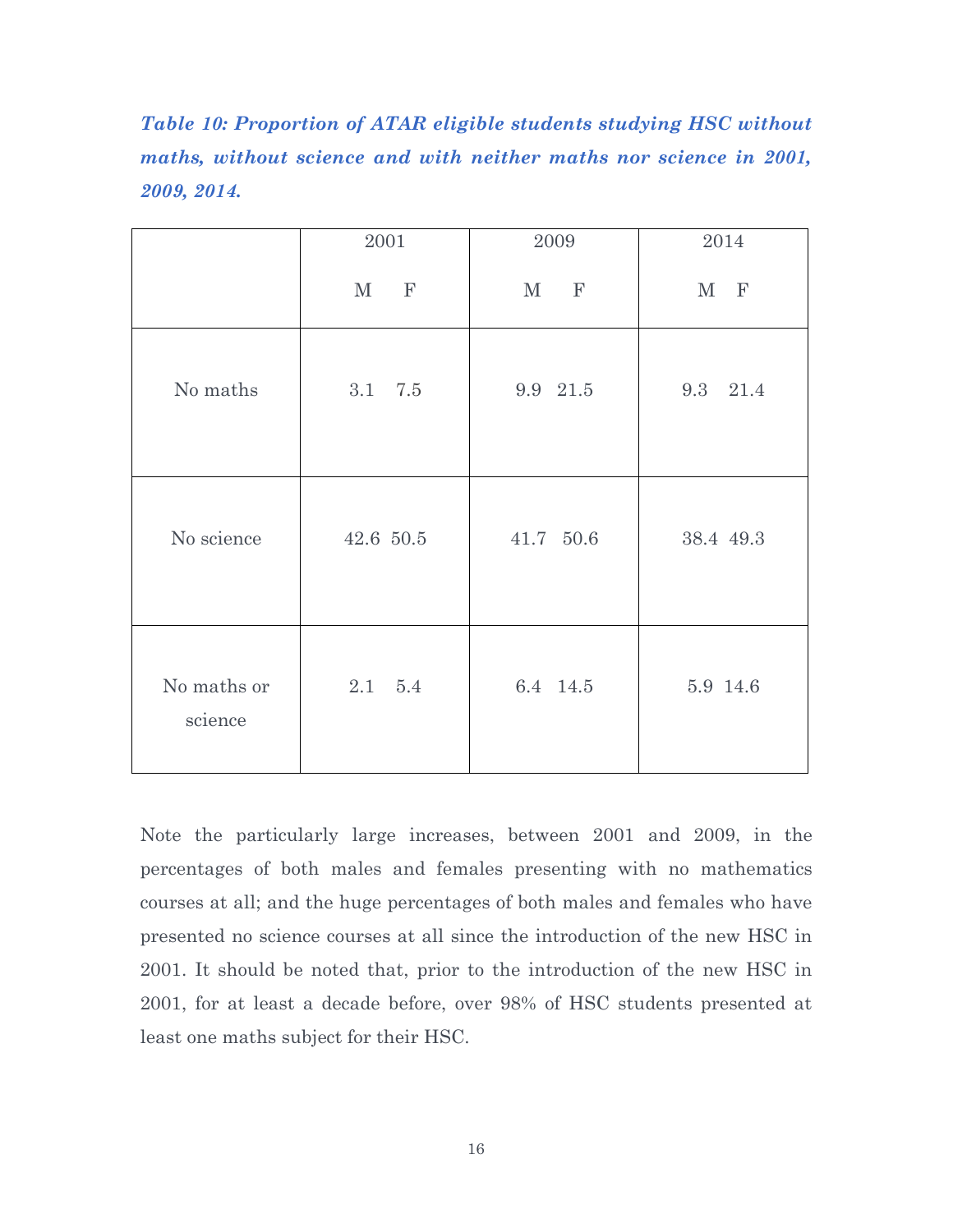***Table 10: Proportion of ATAR eligible students studying HSC without maths, without science and with neither maths nor science in 2001, 2009, 2014.***

| | 2001 | | 2009 | | 2014 | |
|---|---|---|---|---|---|---|
| | M | F | M | F | M | F |
| No maths | 3.1 | 7.5 | 9.9 | 21.5 | 9.3 | 21.4 |
| No science | 42.6 | 50.5 | 41.7 | 50.6 | 38.4 | 49.3 |
| No maths or science | 2.1 | 5.4 | 6.4 | 14.5 | 5.9 | 14.6 |

Note the particularly large increases, between 2001 and 2009, in the percentages of both males and females presenting with no mathematics courses at all; and the huge percentages of both males and females who have presented no science courses at all since the introduction of the new HSC in 2001. It should be noted that, prior to the introduction of the new HSC in 2001, for at least a decade before, over 98% of HSC students presented at least one maths subject for their HSC.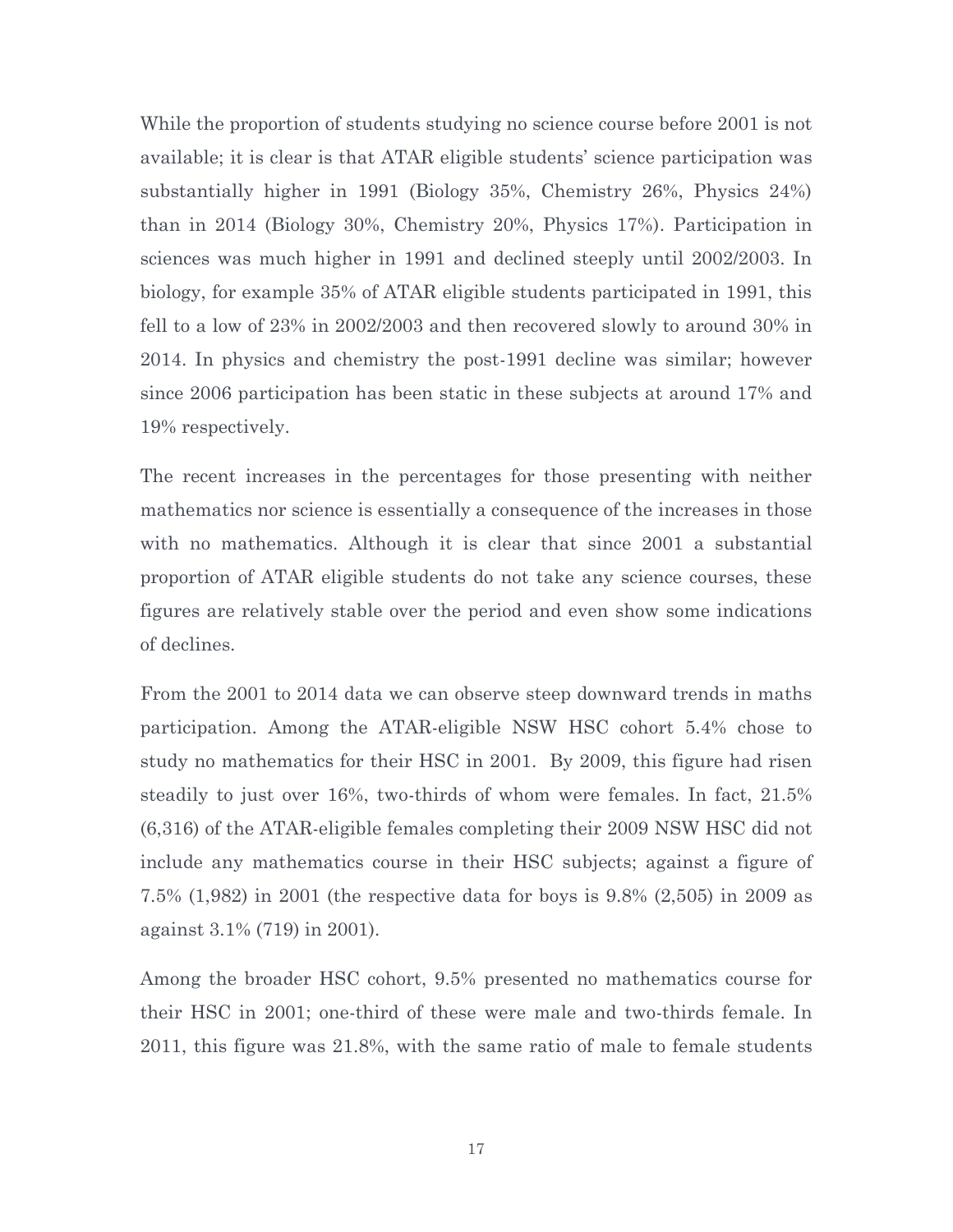While the proportion of students studying no science course before 2001 is not available; it is clear is that ATAR eligible students' science participation was substantially higher in 1991 (Biology 35%, Chemistry 26%, Physics 24%) than in 2014 (Biology 30%, Chemistry 20%, Physics 17%). Participation in sciences was much higher in 1991 and declined steeply until 2002/2003. In biology, for example 35% of ATAR eligible students participated in 1991, this fell to a low of 23% in 2002/2003 and then recovered slowly to around 30% in 2014. In physics and chemistry the post-1991 decline was similar; however since 2006 participation has been static in these subjects at around 17% and 19% respectively.

The recent increases in the percentages for those presenting with neither mathematics nor science is essentially a consequence of the increases in those with no mathematics. Although it is clear that since 2001 a substantial proportion of ATAR eligible students do not take any science courses, these figures are relatively stable over the period and even show some indications of declines.

From the 2001 to 2014 data we can observe steep downward trends in maths participation. Among the ATAR-eligible NSW HSC cohort 5.4% chose to study no mathematics for their HSC in 2001. By 2009, this figure had risen steadily to just over 16%, two-thirds of whom were females. In fact, 21.5% (6,316) of the ATAR-eligible females completing their 2009 NSW HSC did not include any mathematics course in their HSC subjects; against a figure of 7.5% (1,982) in 2001 (the respective data for boys is 9.8% (2,505) in 2009 as against 3.1% (719) in 2001).

Among the broader HSC cohort, 9.5% presented no mathematics course for their HSC in 2001; one-third of these were male and two-thirds female. In 2011, this figure was 21.8%, with the same ratio of male to female students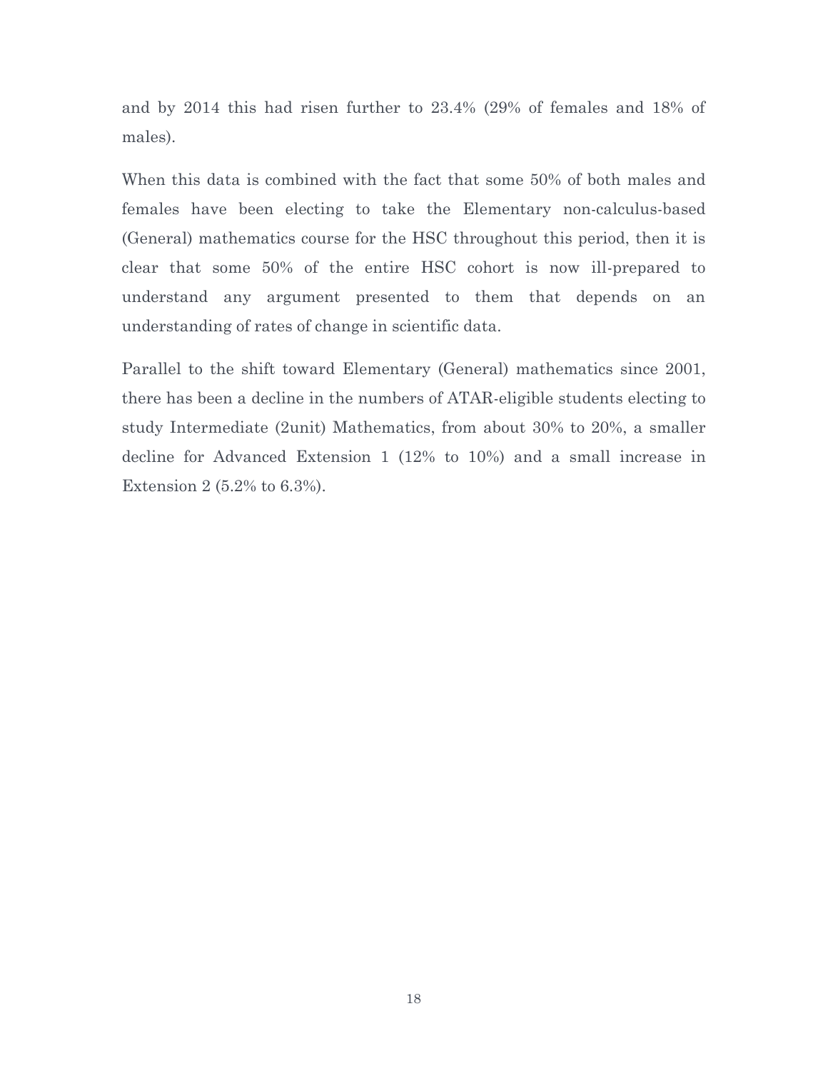and by 2014 this had risen further to 23.4% (29% of females and 18% of males).

When this data is combined with the fact that some 50% of both males and females have been electing to take the Elementary non-calculus-based (General) mathematics course for the HSC throughout this period, then it is clear that some 50% of the entire HSC cohort is now ill-prepared to understand any argument presented to them that depends on an understanding of rates of change in scientific data.

Parallel to the shift toward Elementary (General) mathematics since 2001, there has been a decline in the numbers of ATAR-eligible students electing to study Intermediate (2unit) Mathematics, from about 30% to 20%, a smaller decline for Advanced Extension 1 (12% to 10%) and a small increase in Extension 2 (5.2% to 6.3%).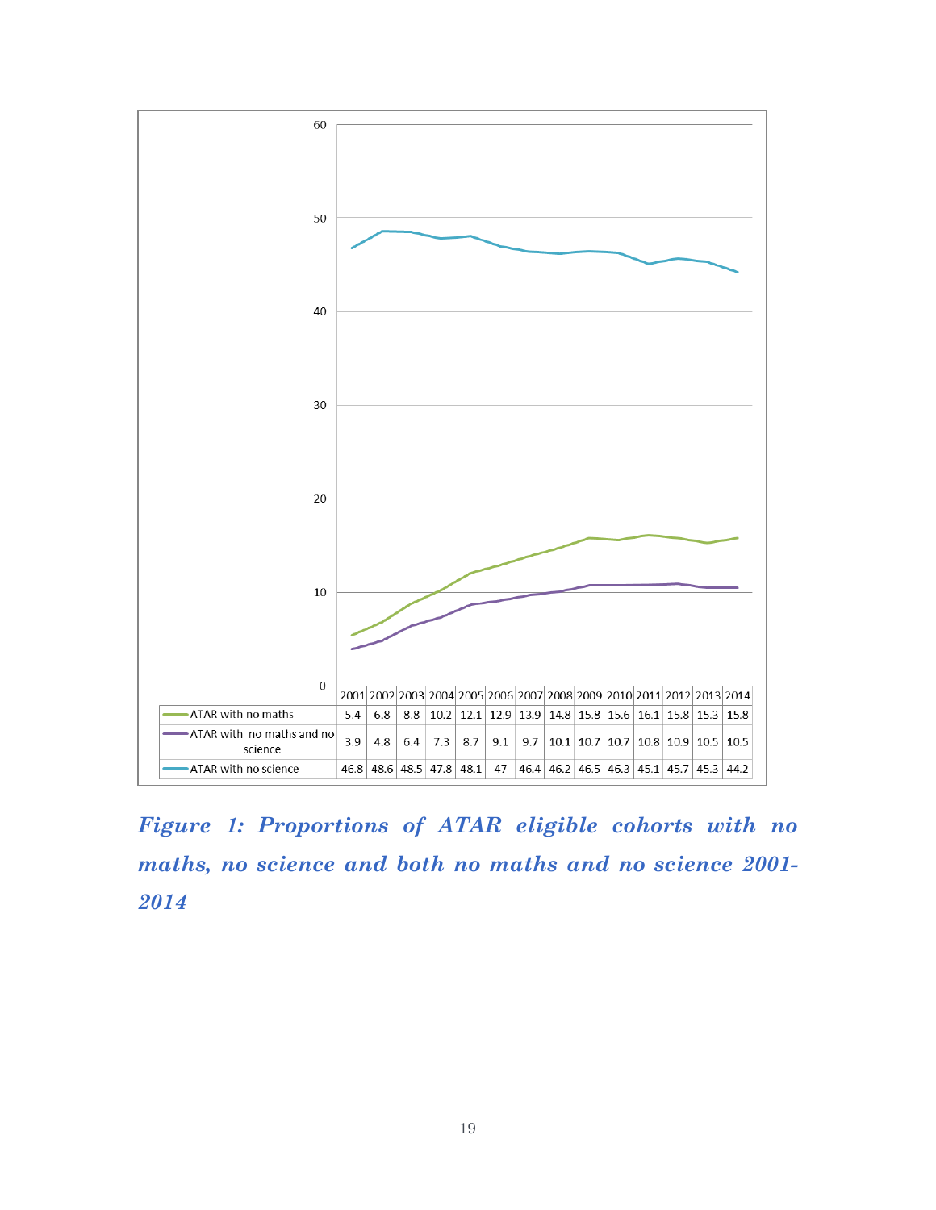60
50
40
30
20
10
0

| | 2001 | 2002 | 2003 | 2004 | 2005 | 2006 | 2007 | 2008 | 2009 | 2010 | 2011 | 2012 | 2013 | 2014 |
|---|---|---|---|---|---|---|---|---|---|---|---|---|---|---|
| ATAR with no maths | 5.4 | 6.8 | 8.8 | 10.2 | 12.1 | 12.9 | 13.9 | 14.8 | 15.8 | 15.6 | 16.1 | 15.8 | 15.3 | 15.8 |
| ATAR with no maths and no science | 3.9 | 4.8 | 6.4 | 7.3 | 8.7 | 9.1 | 9.7 | 10.1 | 10.7 | 10.7 | 10.8 | 10.9 | 10.5 | 10.5 |
| ATAR with no science | 46.8 | 48.6 | 48.5 | 47.8 | 48.1 | 47 | 46.4 | 46.2 | 46.5 | 46.3 | 45.1 | 45.7 | 45.3 | 44.2 |

***Figure 1: Proportions of ATAR eligible cohorts with no maths, no science and both no maths and no science 2001-2014***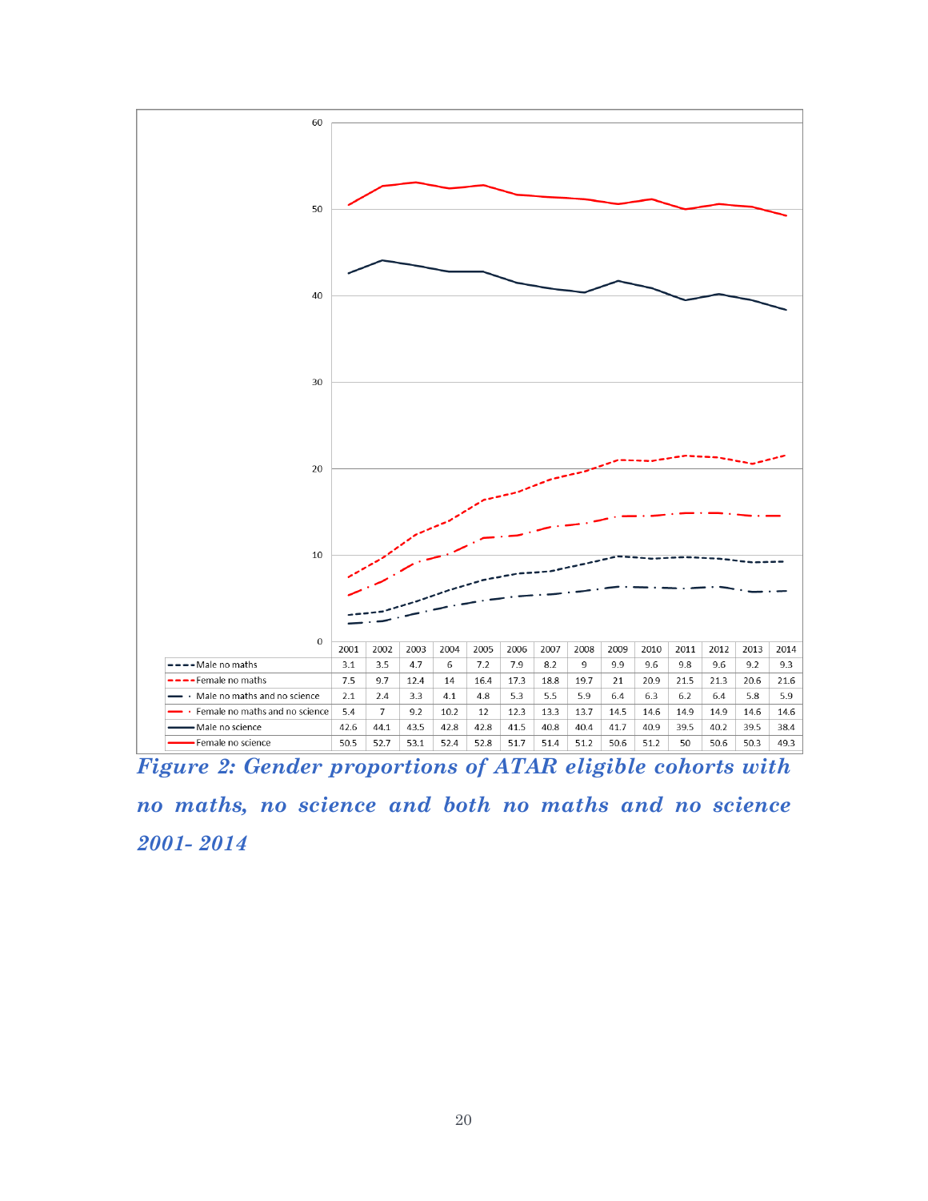60

50

40

30

20

10

0

| | 2001 | 2002 | 2003 | 2004 | 2005 | 2006 | 2007 | 2008 | 2009 | 2010 | 2011 | 2012 | 2013 | 2014 |
|---|---|---|---|---|---|---|---|---|---|---|---|---|---|---|
| Male no maths | 3.1 | 3.5 | 4.7 | 6 | 7.2 | 7.9 | 8.2 | 9 | 9.9 | 9.6 | 9.8 | 9.6 | 9.2 | 9.3 |
| Female no maths | 7.5 | 9.7 | 12.4 | 14 | 16.4 | 17.3 | 18.8 | 19.7 | 21 | 20.9 | 21.5 | 21.3 | 20.6 | 21.6 |
| Male no maths and no science | 2.1 | 2.4 | 3.3 | 4.1 | 4.8 | 5.3 | 5.5 | 5.9 | 6.4 | 6.3 | 6.2 | 6.4 | 5.8 | 5.9 |
| Female no maths and no science | 5.4 | 7 | 9.2 | 10.2 | 12 | 12.3 | 13.3 | 13.7 | 14.5 | 14.6 | 14.9 | 14.9 | 14.6 | 14.6 |
| Male no science | 42.6 | 44.1 | 43.5 | 42.8 | 42.8 | 41.5 | 40.8 | 40.4 | 41.7 | 40.9 | 39.5 | 40.2 | 39.5 | 38.4 |
| Female no science | 50.5 | 52.7 | 53.1 | 52.4 | 52.8 | 51.7 | 51.4 | 51.2 | 50.6 | 51.2 | 50 | 50.6 | 50.3 | 49.3 |

***Figure 2: Gender proportions of ATAR eligible cohorts with no maths, no science and both no maths and no science 2001- 2014***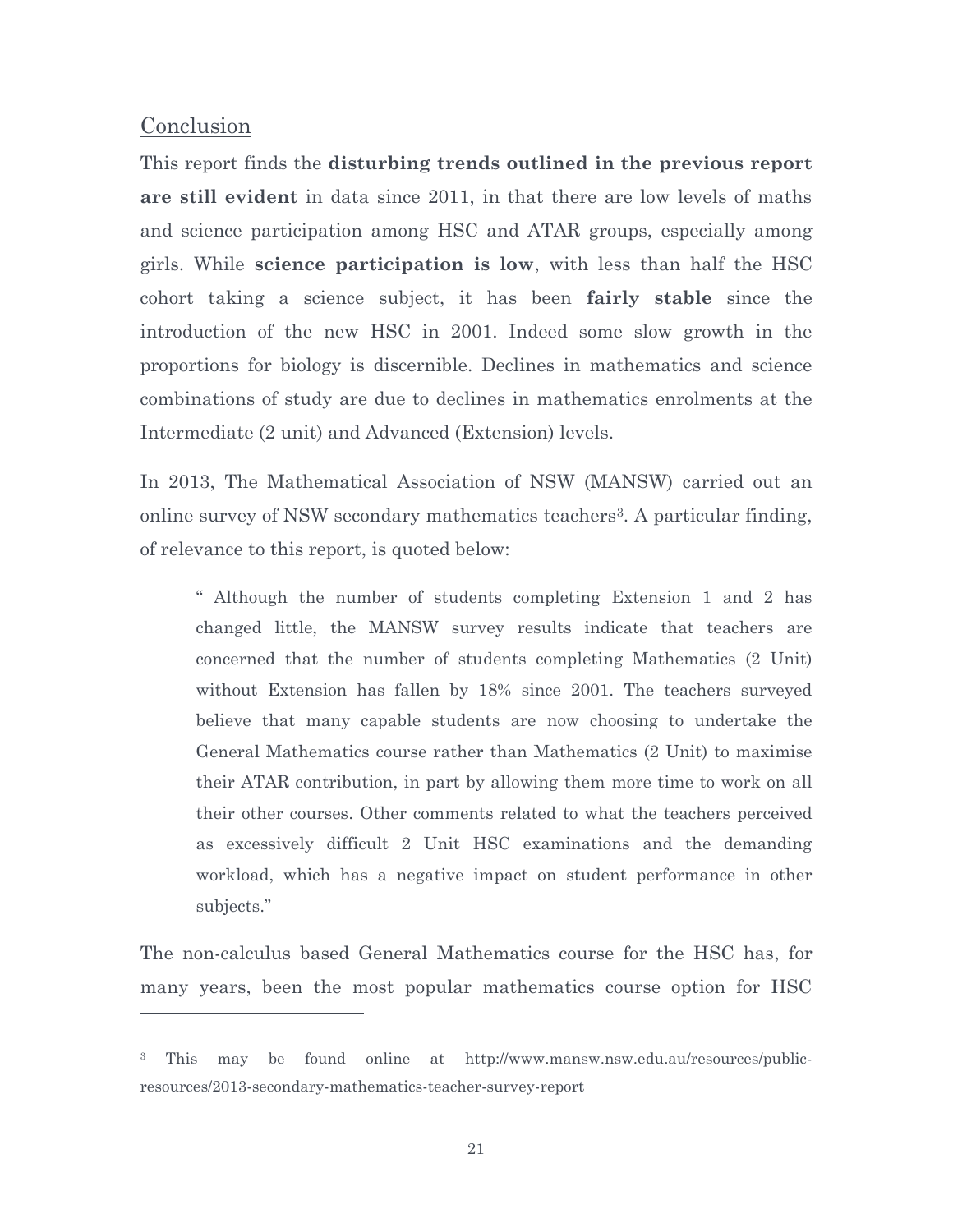## Conclusion

This report finds the **disturbing trends outlined in the previous report are still evident** in data since 2011, in that there are low levels of maths and science participation among HSC and ATAR groups, especially among girls. While **science participation is low**, with less than half the HSC cohort taking a science subject, it has been **fairly stable** since the introduction of the new HSC in 2001. Indeed some slow growth in the proportions for biology is discernible. Declines in mathematics and science combinations of study are due to declines in mathematics enrolments at the Intermediate (2 unit) and Advanced (Extension) levels.

In 2013, The Mathematical Association of NSW (MANSW) carried out an online survey of NSW secondary mathematics teachers[3]. A particular finding, of relevance to this report, is quoted below:

> " Although the number of students completing Extension 1 and 2 has changed little, the MANSW survey results indicate that teachers are concerned that the number of students completing Mathematics (2 Unit) without Extension has fallen by 18% since 2001. The teachers surveyed believe that many capable students are now choosing to undertake the General Mathematics course rather than Mathematics (2 Unit) to maximise their ATAR contribution, in part by allowing them more time to work on all their other courses. Other comments related to what the teachers perceived as excessively difficult 2 Unit HSC examinations and the demanding workload, which has a negative impact on student performance in other subjects."

The non-calculus based General Mathematics course for the HSC has, for many years, been the most popular mathematics course option for HSC

---

[3] This may be found online at http://www.mansw.nsw.edu.au/resources/public-resources/2013-secondary-mathematics-teacher-survey-report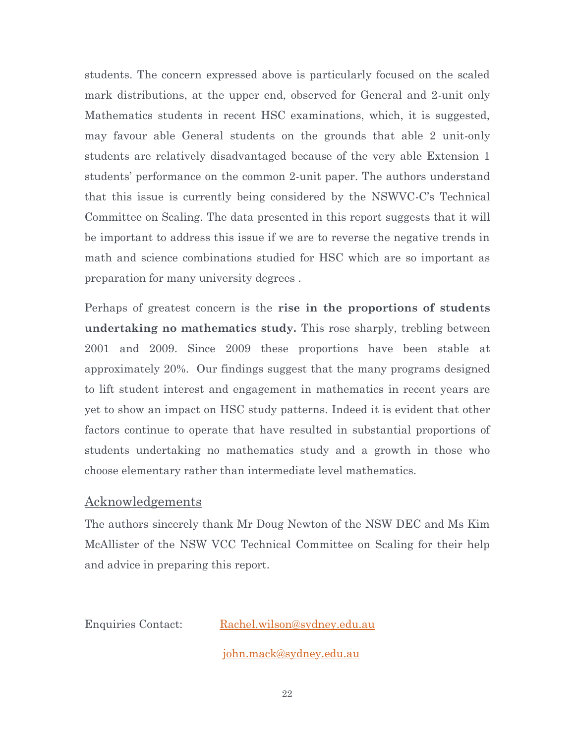students. The concern expressed above is particularly focused on the scaled mark distributions, at the upper end, observed for General and 2-unit only Mathematics students in recent HSC examinations, which, it is suggested, may favour able General students on the grounds that able 2 unit-only students are relatively disadvantaged because of the very able Extension 1 students' performance on the common 2-unit paper. The authors understand that this issue is currently being considered by the NSWVC-C's Technical Committee on Scaling. The data presented in this report suggests that it will be important to address this issue if we are to reverse the negative trends in math and science combinations studied for HSC which are so important as preparation for many university degrees .

Perhaps of greatest concern is the **rise in the proportions of students undertaking no mathematics study.** This rose sharply, trebling between 2001 and 2009. Since 2009 these proportions have been stable at approximately 20%. Our findings suggest that the many programs designed to lift student interest and engagement in mathematics in recent years are yet to show an impact on HSC study patterns. Indeed it is evident that other factors continue to operate that have resulted in substantial proportions of students undertaking no mathematics study and a growth in those who choose elementary rather than intermediate level mathematics.

## Acknowledgements

The authors sincerely thank Mr Doug Newton of the NSW DEC and Ms Kim McAllister of the NSW VCC Technical Committee on Scaling for their help and advice in preparing this report.

Enquiries Contact: Rachel.wilson@sydney.edu.au

john.mack@sydney.edu.au